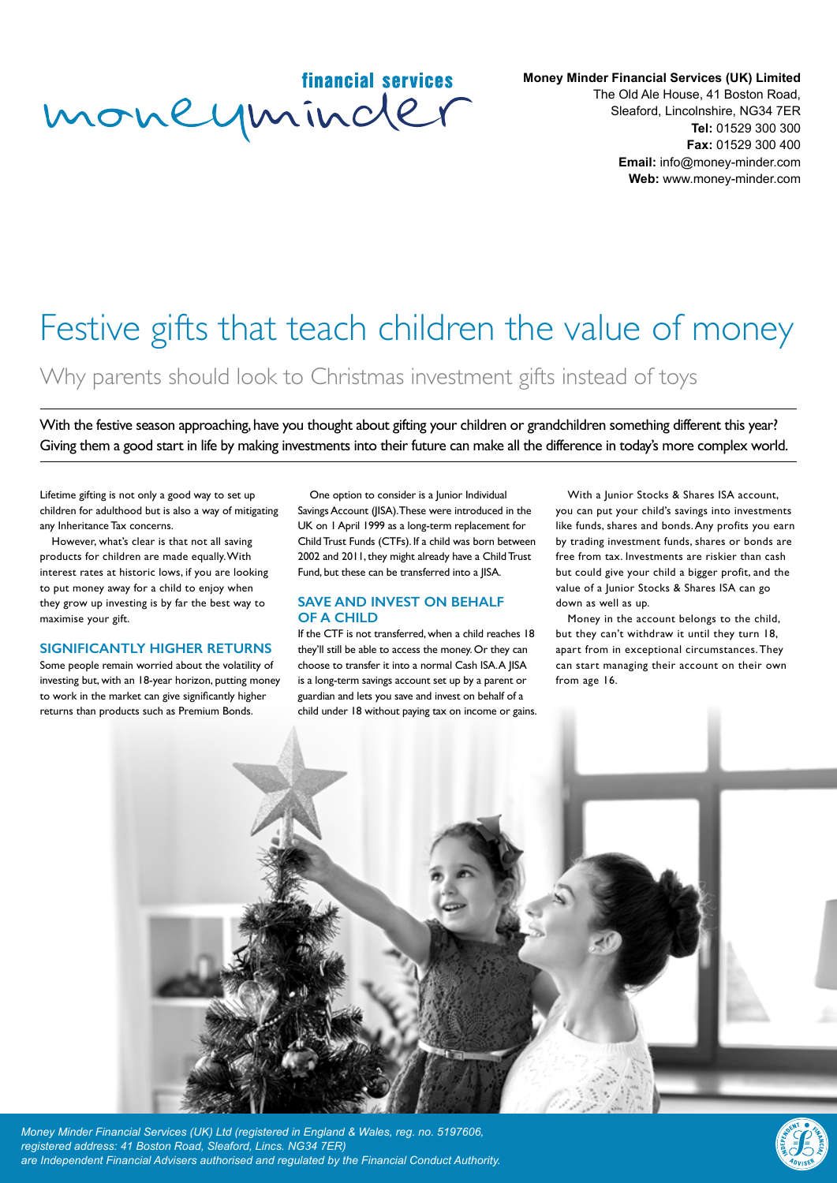financial services
moneyminder

**Money Minder Financial Services (UK) Limited**
The Old Ale House, 41 Boston Road,
Sleaford, Lincolnshire, NG34 7ER
**Tel:** 01529 300 300
**Fax:** 01529 300 400
**Email:** info@money-minder.com
**Web:** www.money-minder.com

# Festive gifts that teach children the value of money

## Why parents should look to Christmas investment gifts instead of toys

With the festive season approaching, have you thought about gifting your children or grandchildren something different this year? Giving them a good start in life by making investments into their future can make all the difference in today's more complex world.

Lifetime gifting is not only a good way to set up children for adulthood but is also a way of mitigating any Inheritance Tax concerns.

However, what's clear is that not all saving products for children are made equally. With interest rates at historic lows, if you are looking to put money away for a child to enjoy when they grow up investing is by far the best way to maximise your gift.

### SIGNIFICANTLY HIGHER RETURNS

Some people remain worried about the volatility of investing but, with an 18-year horizon, putting money to work in the market can give significantly higher returns than products such as Premium Bonds.

One option to consider is a Junior Individual Savings Account (JISA). These were introduced in the UK on 1 April 1999 as a long-term replacement for Child Trust Funds (CTFs). If a child was born between 2002 and 2011, they might already have a Child Trust Fund, but these can be transferred into a JISA.

### SAVE AND INVEST ON BEHALF OF A CHILD

If the CTF is not transferred, when a child reaches 18 they'll still be able to access the money. Or they can choose to transfer it into a normal Cash ISA. A JISA is a long-term savings account set up by a parent or guardian and lets you save and invest on behalf of a child under 18 without paying tax on income or gains.

With a Junior Stocks & Shares ISA account, you can put your child's savings into investments like funds, shares and bonds. Any profits you earn by trading investment funds, shares or bonds are free from tax. Investments are riskier than cash but could give your child a bigger profit, and the value of a Junior Stocks & Shares ISA can go down as well as up.

Money in the account belongs to the child, but they can't withdraw it until they turn 18, apart from in exceptional circumstances. They can start managing their account on their own from age 16.

*Money Minder Financial Services (UK) Ltd (registered in England & Wales, reg. no. 5197606, registered address: 41 Boston Road, Sleaford, Lincs. NG34 7ER) are Independent Financial Advisers authorised and regulated by the Financial Conduct Authority.*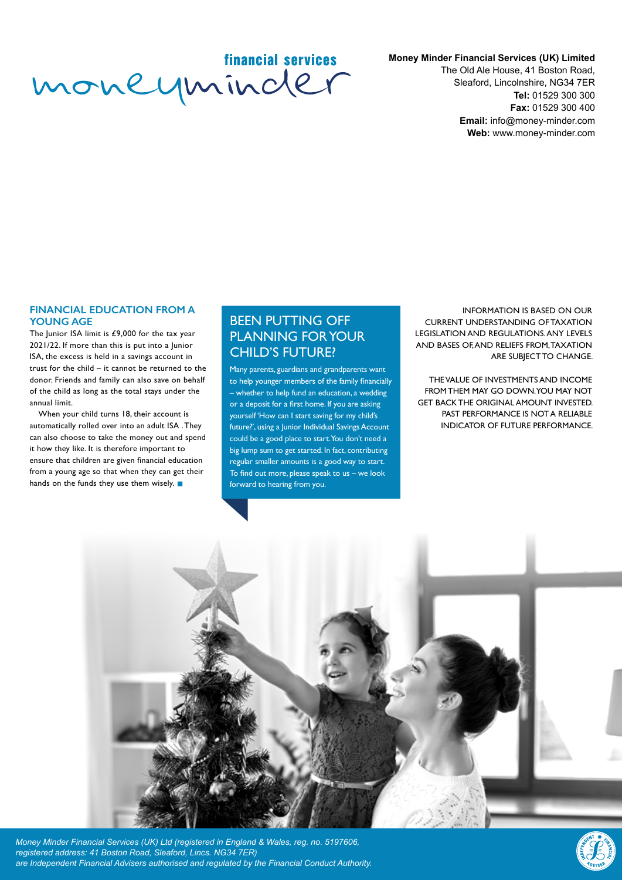financial services
moneyminder

**Money Minder Financial Services (UK) Limited**
The Old Ale House, 41 Boston Road,
Sleaford, Lincolnshire, NG34 7ER
**Tel:** 01529 300 300
**Fax:** 01529 300 400
**Email:** info@money-minder.com
**Web:** www.money-minder.com

## FINANCIAL EDUCATION FROM A YOUNG AGE

The Junior ISA limit is £9,000 for the tax year 2021/22. If more than this is put into a Junior ISA, the excess is held in a savings account in trust for the child – it cannot be returned to the donor. Friends and family can also save on behalf of the child as long as the total stays under the annual limit.

When your child turns 18, their account is automatically rolled over into an adult ISA . They can also choose to take the money out and spend it how they like. It is therefore important to ensure that children are given financial education from a young age so that when they can get their hands on the funds they use them wisely. ■

## BEEN PUTTING OFF PLANNING FOR YOUR CHILD'S FUTURE?

Many parents, guardians and grandparents want to help younger members of the family financially – whether to help fund an education, a wedding or a deposit for a first home. If you are asking yourself 'How can I start saving for my child's future?', using a Junior Individual Savings Account could be a good place to start. You don't need a big lump sum to get started. In fact, contributing regular smaller amounts is a good way to start. To find out more, please speak to us – we look forward to hearing from you.

INFORMATION IS BASED ON OUR CURRENT UNDERSTANDING OF TAXATION LEGISLATION AND REGULATIONS. ANY LEVELS AND BASES OF, AND RELIEFS FROM, TAXATION ARE SUBJECT TO CHANGE.

THE VALUE OF INVESTMENTS AND INCOME FROM THEM MAY GO DOWN. YOU MAY NOT GET BACK THE ORIGINAL AMOUNT INVESTED. PAST PERFORMANCE IS NOT A RELIABLE INDICATOR OF FUTURE PERFORMANCE.

*Money Minder Financial Services (UK) Ltd (registered in England & Wales, reg. no. 5197606, registered address: 41 Boston Road, Sleaford, Lincs. NG34 7ER) are Independent Financial Advisers authorised and regulated by the Financial Conduct Authority.*